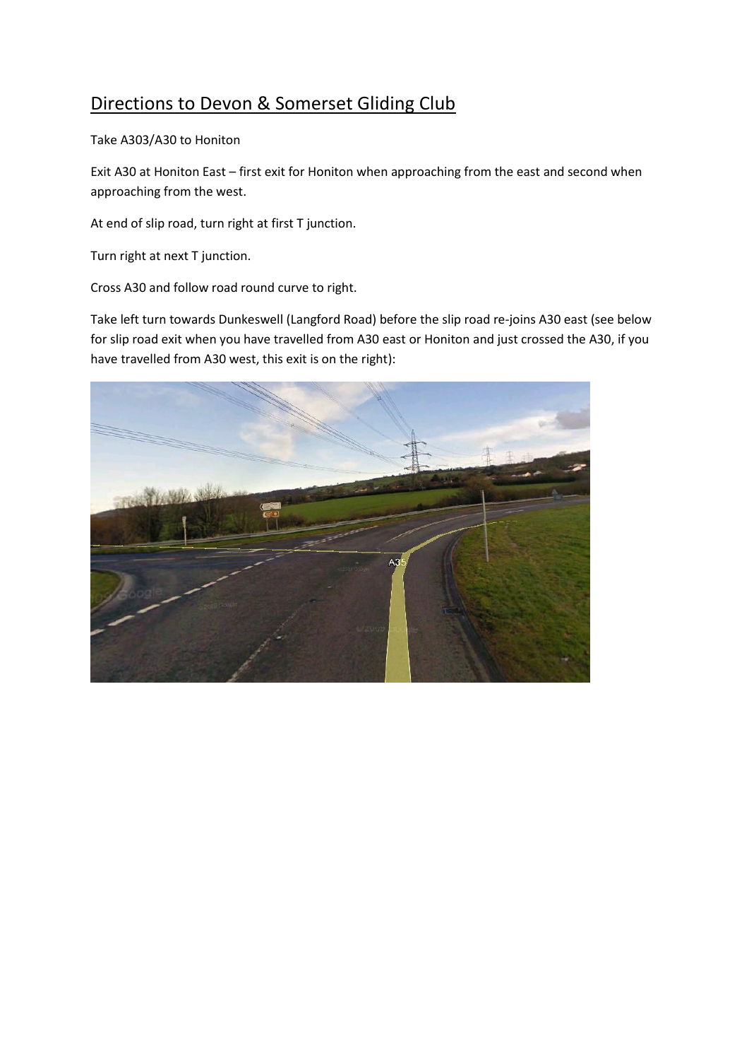# Directions to Devon & Somerset Gliding Club

Take A303/A30 to Honiton

Exit A30 at Honiton East – first exit for Honiton when approaching from the east and second when approaching from the west.

At end of slip road, turn right at first T junction.

Turn right at next T junction.

Cross A30 and follow road round curve to right.

Take left turn towards Dunkeswell (Langford Road) before the slip road re-joins A30 east (see below for slip road exit when you have travelled from A30 east or Honiton and just crossed the A30, if you have travelled from A30 west, this exit is on the right):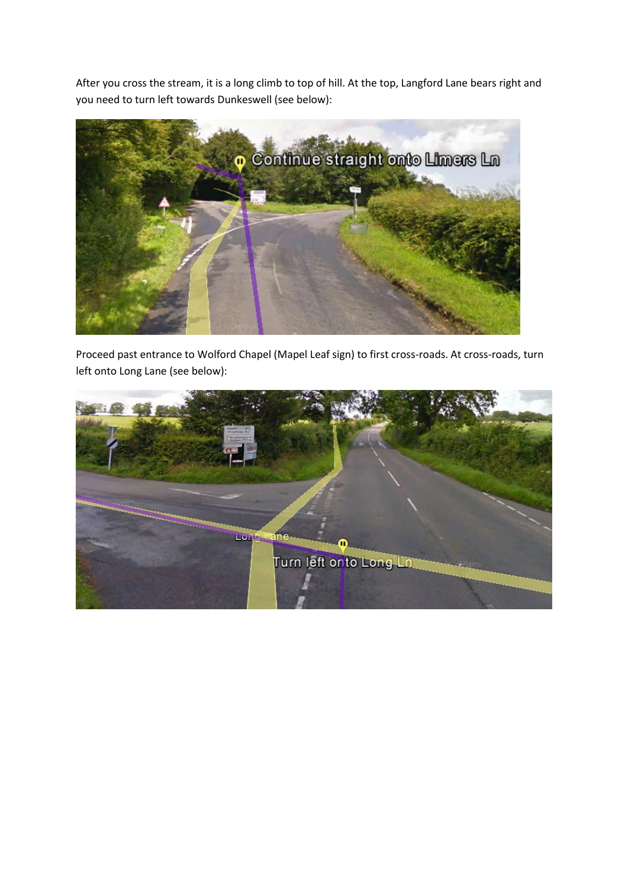After you cross the stream, it is a long climb to top of hill. At the top, Langford Lane bears right and you need to turn left towards Dunkeswell (see below):

Proceed past entrance to Wolford Chapel (Mapel Leaf sign) to first cross-roads. At cross-roads, turn left onto Long Lane (see below):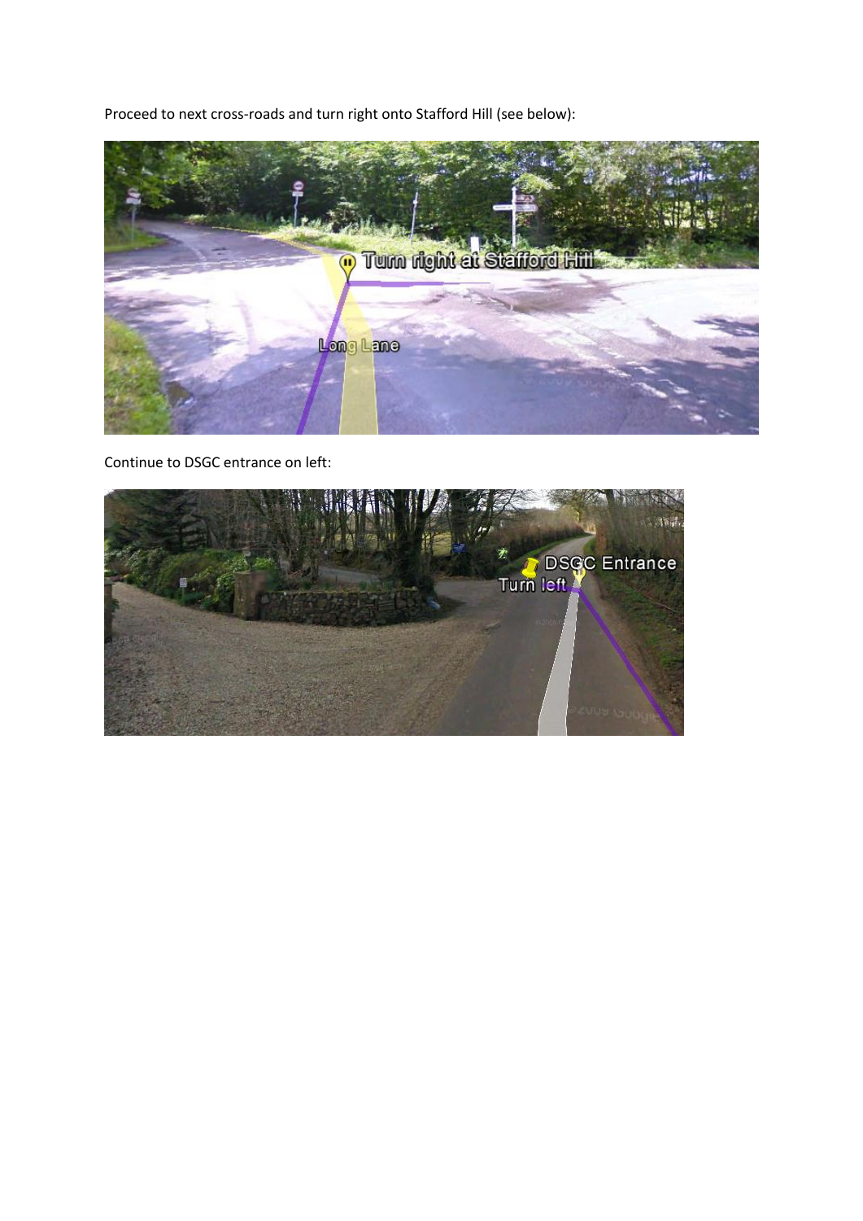Proceed to next cross-roads and turn right onto Stafford Hill (see below):

Continue to DSGC entrance on left: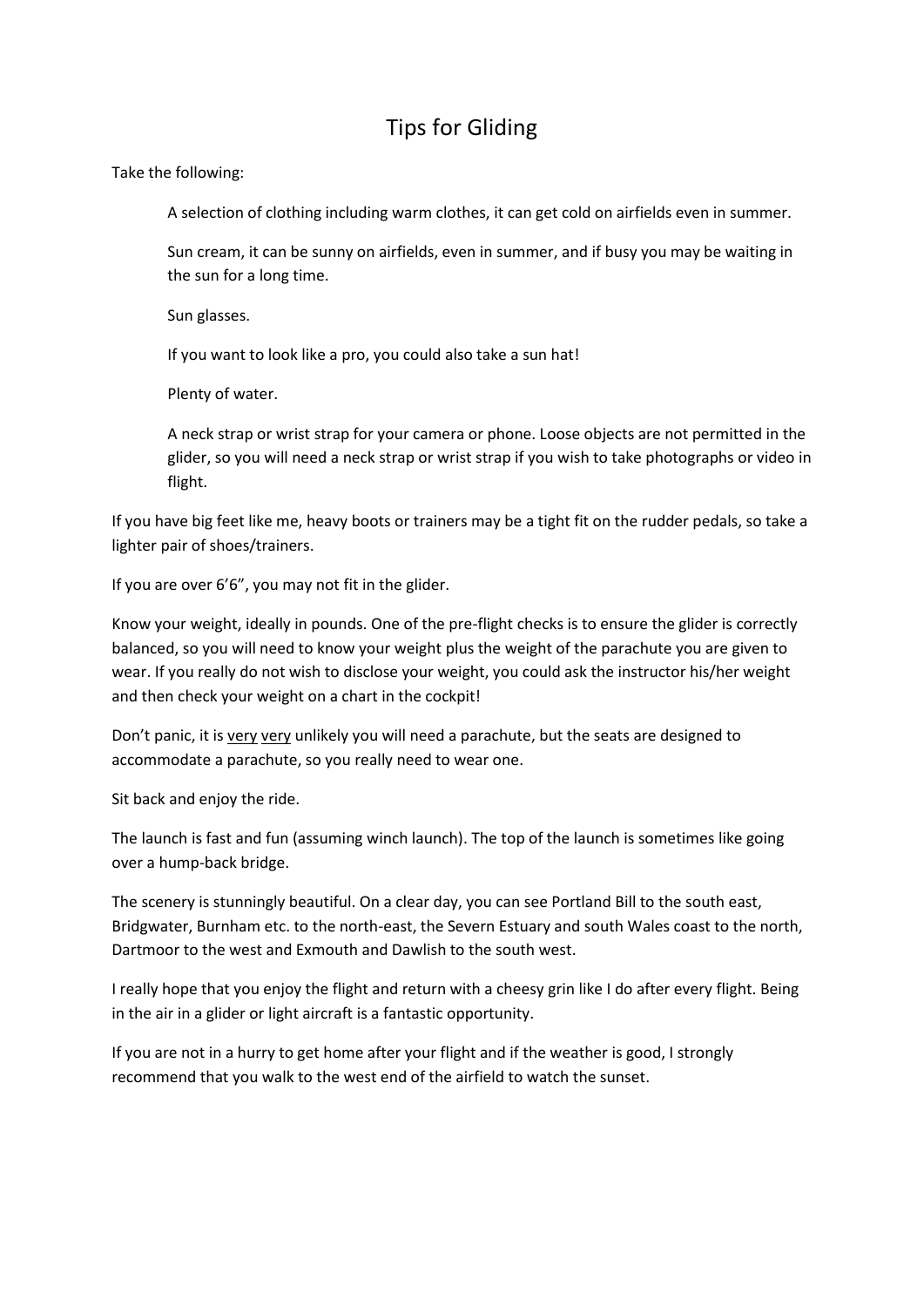# Tips for Gliding

Take the following:

- A selection of clothing including warm clothes, it can get cold on airfields even in summer.
- Sun cream, it can be sunny on airfields, even in summer, and if busy you may be waiting in the sun for a long time.
- Sun glasses.
- If you want to look like a pro, you could also take a sun hat!
- Plenty of water.
- A neck strap or wrist strap for your camera or phone. Loose objects are not permitted in the glider, so you will need a neck strap or wrist strap if you wish to take photographs or video in flight.

If you have big feet like me, heavy boots or trainers may be a tight fit on the rudder pedals, so take a lighter pair of shoes/trainers.

If you are over 6'6", you may not fit in the glider.

Know your weight, ideally in pounds. One of the pre-flight checks is to ensure the glider is correctly balanced, so you will need to know your weight plus the weight of the parachute you are given to wear. If you really do not wish to disclose your weight, you could ask the instructor his/her weight and then check your weight on a chart in the cockpit!

Don't panic, it is <u>very</u> <u>very</u> unlikely you will need a parachute, but the seats are designed to accommodate a parachute, so you really need to wear one.

Sit back and enjoy the ride.

The launch is fast and fun (assuming winch launch). The top of the launch is sometimes like going over a hump-back bridge.

The scenery is stunningly beautiful. On a clear day, you can see Portland Bill to the south east, Bridgwater, Burnham etc. to the north-east, the Severn Estuary and south Wales coast to the north, Dartmoor to the west and Exmouth and Dawlish to the south west.

I really hope that you enjoy the flight and return with a cheesy grin like I do after every flight. Being in the air in a glider or light aircraft is a fantastic opportunity.

If you are not in a hurry to get home after your flight and if the weather is good, I strongly recommend that you walk to the west end of the airfield to watch the sunset.